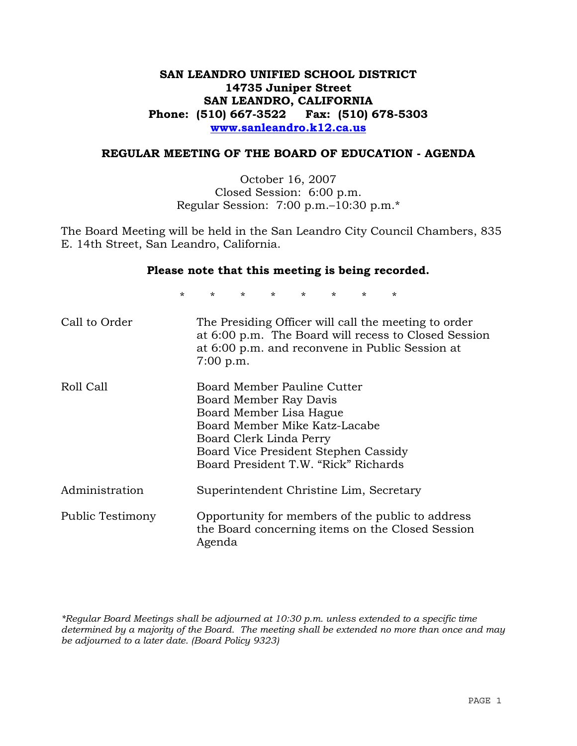**SAN LEANDRO UNIFIED SCHOOL DISTRICT**
**14735 Juniper Street**
**SAN LEANDRO, CALIFORNIA**
**Phone: (510) 667-3522 Fax: (510) 678-5303**
**www.sanleandro.k12.ca.us**

## REGULAR MEETING OF THE BOARD OF EDUCATION - AGENDA

October 16, 2007
Closed Session: 6:00 p.m.
Regular Session: 7:00 p.m.–10:30 p.m.*

The Board Meeting will be held in the San Leandro City Council Chambers, 835 E. 14th Street, San Leandro, California.

**Please note that this meeting is being recorded.**

\* \* \* \* \* \* \* \*

Call to Order — The Presiding Officer will call the meeting to order at 6:00 p.m. The Board will recess to Closed Session at 6:00 p.m. and reconvene in Public Session at 7:00 p.m.

Roll Call —
Board Member Pauline Cutter
Board Member Ray Davis
Board Member Lisa Hague
Board Member Mike Katz-Lacabe
Board Clerk Linda Perry
Board Vice President Stephen Cassidy
Board President T.W. "Rick" Richards

Administration — Superintendent Christine Lim, Secretary

Public Testimony — Opportunity for members of the public to address the Board concerning items on the Closed Session Agenda

*\*Regular Board Meetings shall be adjourned at 10:30 p.m. unless extended to a specific time determined by a majority of the Board. The meeting shall be extended no more than once and may be adjourned to a later date. (Board Policy 9323)*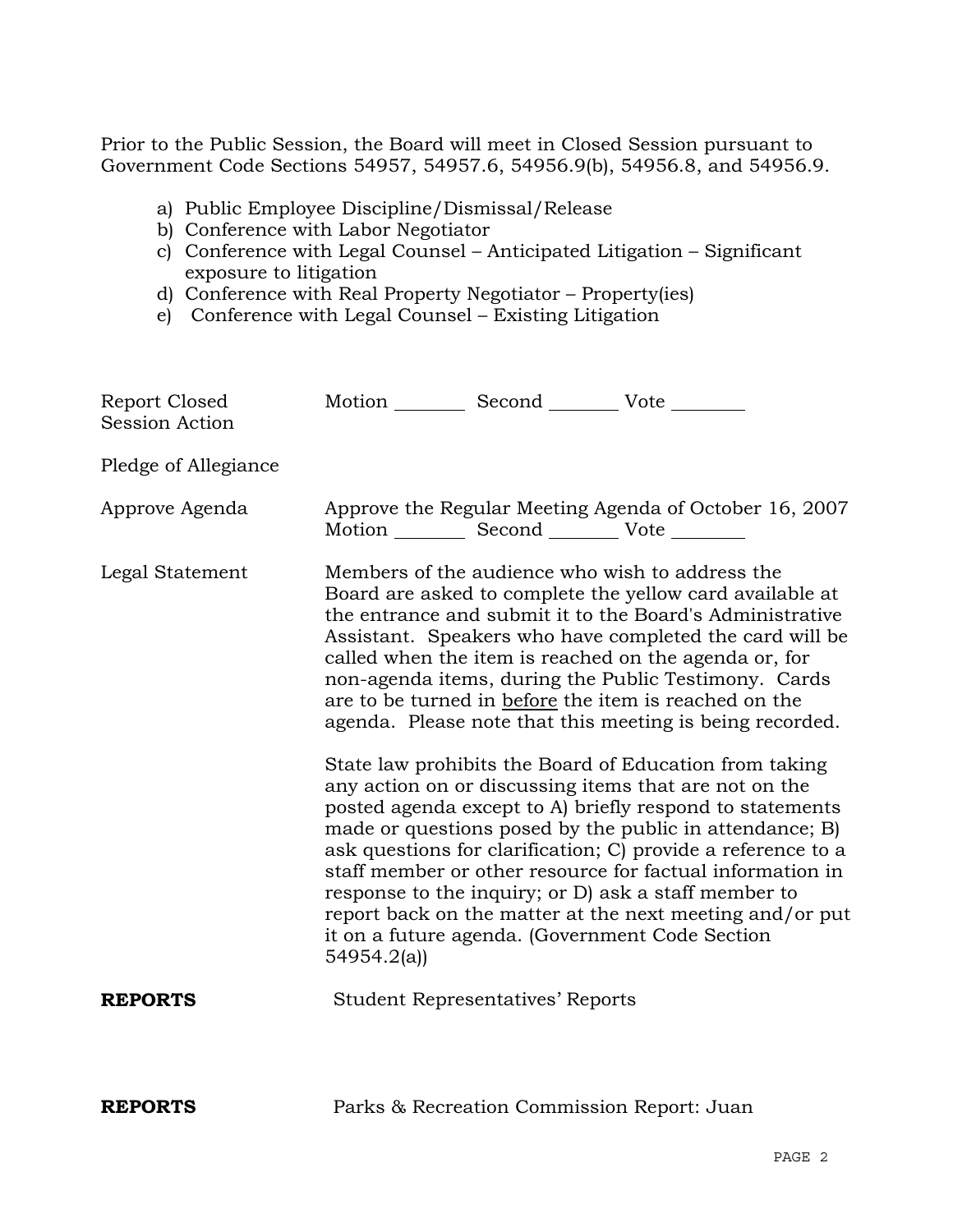Prior to the Public Session, the Board will meet in Closed Session pursuant to Government Code Sections 54957, 54957.6, 54956.9(b), 54956.8, and 54956.9.

a) Public Employee Discipline/Dismissal/Release
b) Conference with Labor Negotiator
c) Conference with Legal Counsel – Anticipated Litigation – Significant exposure to litigation
d) Conference with Real Property Negotiator – Property(ies)
e) Conference with Legal Counsel – Existing Litigation

| | |
|---|---|
| Report Closed Session Action | Motion _______ Second _______ Vote _______ |
| Pledge of Allegiance | |
| Approve Agenda | Approve the Regular Meeting Agenda of October 16, 2007<br>Motion _______ Second _______ Vote _______ |
| Legal Statement | Members of the audience who wish to address the Board are asked to complete the yellow card available at the entrance and submit it to the Board's Administrative Assistant. Speakers who have completed the card will be called when the item is reached on the agenda or, for non-agenda items, during the Public Testimony. Cards are to be turned in <u>before</u> the item is reached on the agenda. Please note that this meeting is being recorded.<br><br>State law prohibits the Board of Education from taking any action on or discussing items that are not on the posted agenda except to A) briefly respond to statements made or questions posed by the public in attendance; B) ask questions for clarification; C) provide a reference to a staff member or other resource for factual information in response to the inquiry; or D) ask a staff member to report back on the matter at the next meeting and/or put it on a future agenda. (Government Code Section 54954.2(a)) |

**REPORTS** Student Representatives' Reports

**REPORTS** Parks & Recreation Commission Report: Juan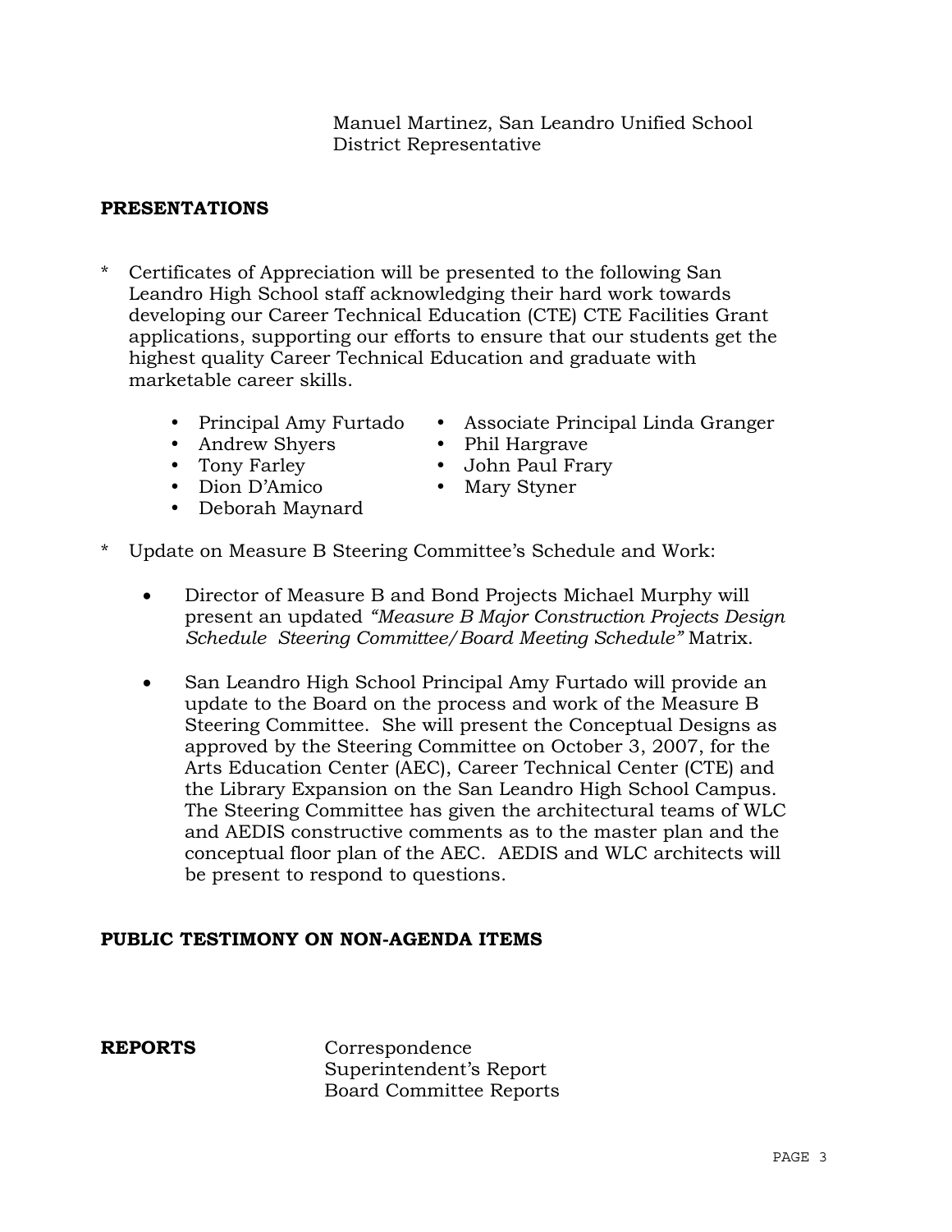Manuel Martinez, San Leandro Unified School District Representative

## PRESENTATIONS

* Certificates of Appreciation will be presented to the following San Leandro High School staff acknowledging their hard work towards developing our Career Technical Education (CTE) CTE Facilities Grant applications, supporting our efforts to ensure that our students get the highest quality Career Technical Education and graduate with marketable career skills.

  - Principal Amy Furtado
  - Andrew Shyers
  - Tony Farley
  - Dion D'Amico
  - Deborah Maynard
  - Associate Principal Linda Granger
  - Phil Hargrave
  - John Paul Frary
  - Mary Styner

* Update on Measure B Steering Committee's Schedule and Work:

  - Director of Measure B and Bond Projects Michael Murphy will present an updated *"Measure B Major Construction Projects Design Schedule Steering Committee/Board Meeting Schedule"* Matrix.

  - San Leandro High School Principal Amy Furtado will provide an update to the Board on the process and work of the Measure B Steering Committee. She will present the Conceptual Designs as approved by the Steering Committee on October 3, 2007, for the Arts Education Center (AEC), Career Technical Center (CTE) and the Library Expansion on the San Leandro High School Campus. The Steering Committee has given the architectural teams of WLC and AEDIS constructive comments as to the master plan and the conceptual floor plan of the AEC. AEDIS and WLC architects will be present to respond to questions.

## PUBLIC TESTIMONY ON NON-AGENDA ITEMS

**REPORTS**

Correspondence
Superintendent's Report
Board Committee Reports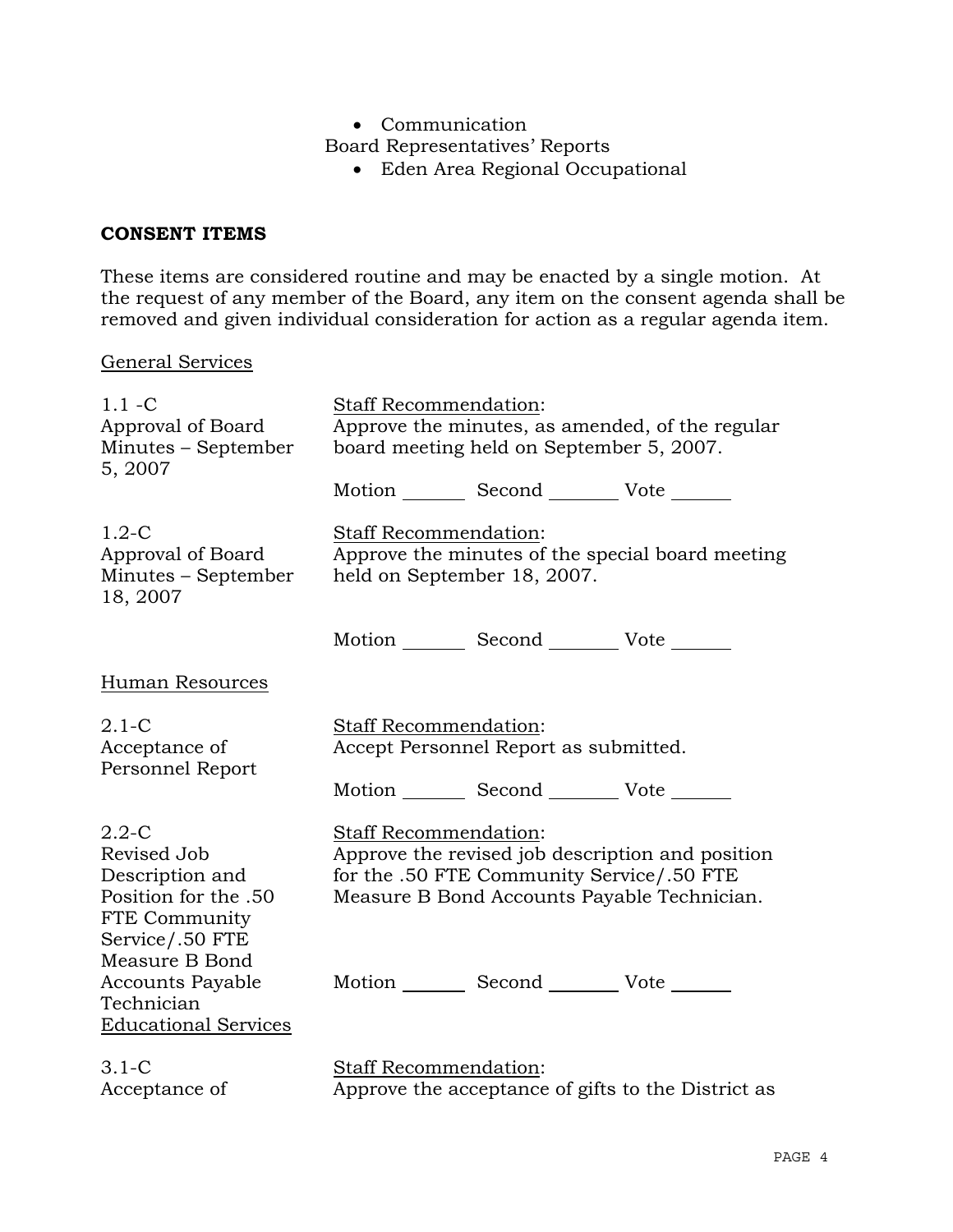- Communication

Board Representatives' Reports

- Eden Area Regional Occupational

## CONSENT ITEMS

These items are considered routine and may be enacted by a single motion. At the request of any member of the Board, any item on the consent agenda shall be removed and given individual consideration for action as a regular agenda item.

General Services

1.1 -C
Approval of Board Minutes – September 5, 2007

Staff Recommendation:
Approve the minutes, as amended, of the regular board meeting held on September 5, 2007.

Motion _______ Second _______ Vote _______

1.2-C
Approval of Board Minutes – September 18, 2007

Staff Recommendation:
Approve the minutes of the special board meeting held on September 18, 2007.

Motion _______ Second _______ Vote _______

Human Resources

2.1-C
Acceptance of Personnel Report

Staff Recommendation:
Accept Personnel Report as submitted.

Motion _______ Second _______ Vote _______

2.2-C
Revised Job Description and Position for the .50 FTE Community Service/.50 FTE Measure B Bond Accounts Payable Technician

Staff Recommendation:
Approve the revised job description and position for the .50 FTE Community Service/.50 FTE Measure B Bond Accounts Payable Technician.

Motion _______ Second _______ Vote _______

Educational Services

3.1-C
Acceptance of

Staff Recommendation:
Approve the acceptance of gifts to the District as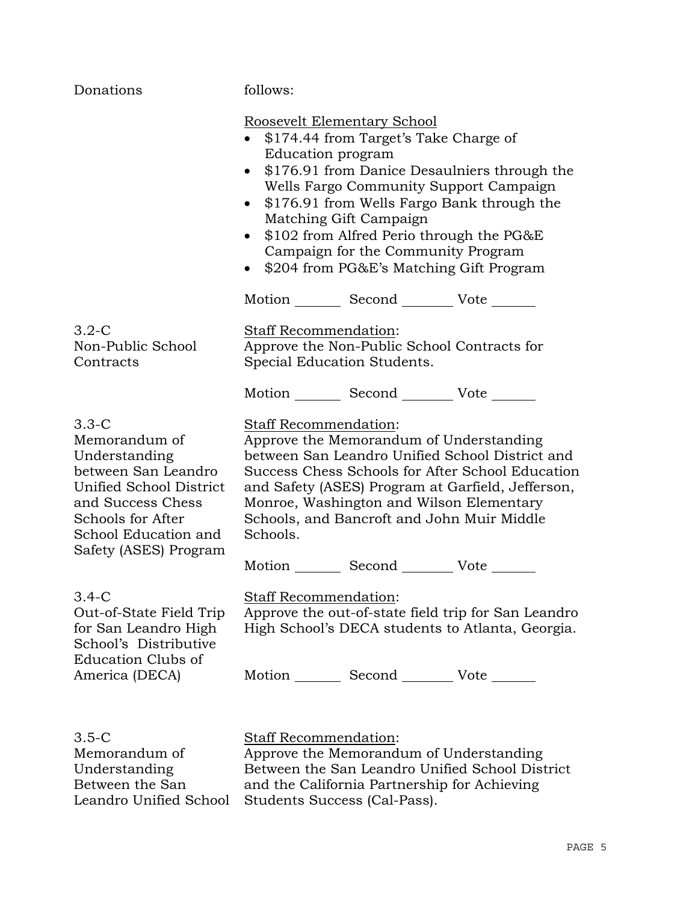Donations follows:

Roosevelt Elementary School

- $174.44 from Target's Take Charge of Education program
- $176.91 from Danice Desaulniers through the Wells Fargo Community Support Campaign
- $176.91 from Wells Fargo Bank through the Matching Gift Campaign
- $102 from Alfred Perio through the PG&E Campaign for the Community Program
- $204 from PG&E's Matching Gift Program

Motion _______ Second _______ Vote _______

**3.2-C Non-Public School Contracts**

Staff Recommendation:
Approve the Non-Public School Contracts for Special Education Students.

Motion _______ Second _______ Vote _______

**3.3-C Memorandum of Understanding between San Leandro Unified School District and Success Chess Schools for After School Education and Safety (ASES) Program**

Staff Recommendation:
Approve the Memorandum of Understanding between San Leandro Unified School District and Success Chess Schools for After School Education and Safety (ASES) Program at Garfield, Jefferson, Monroe, Washington and Wilson Elementary Schools, and Bancroft and John Muir Middle Schools.

Motion _______ Second _______ Vote _______

**3.4-C Out-of-State Field Trip for San Leandro High School's Distributive Education Clubs of America (DECA)**

Staff Recommendation:
Approve the out-of-state field trip for San Leandro High School's DECA students to Atlanta, Georgia.

Motion _______ Second _______ Vote _______

**3.5-C Memorandum of Understanding Between the San Leandro Unified School**

Staff Recommendation:
Approve the Memorandum of Understanding Between the San Leandro Unified School District and the California Partnership for Achieving Students Success (Cal-Pass).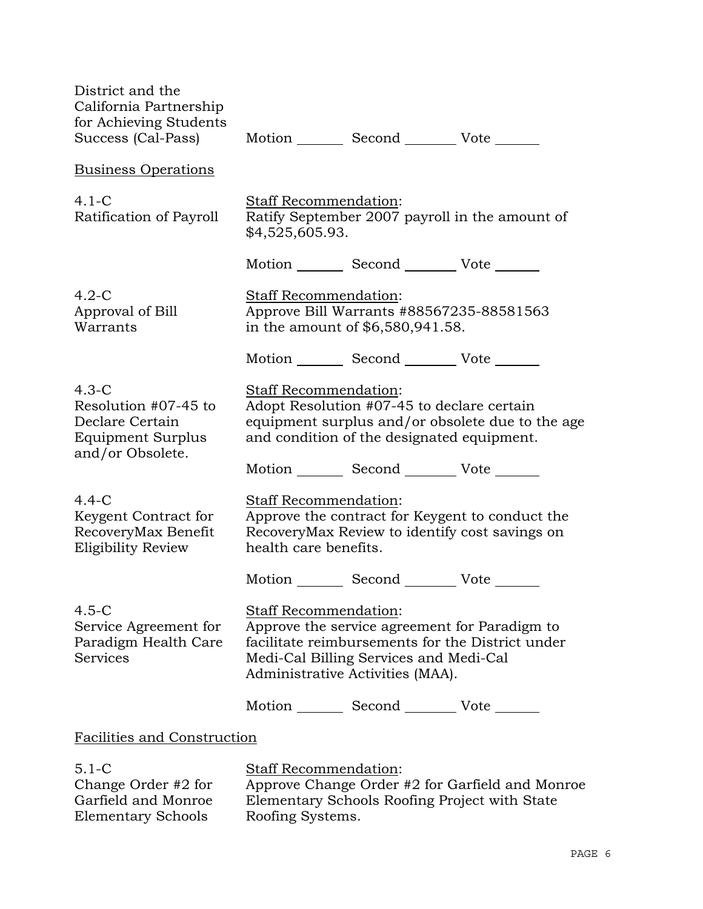District and the California Partnership for Achieving Students Success (Cal-Pass)

Motion _______ Second _______ Vote _______

Business Operations

**4.1-C**
**Ratification of Payroll**

Staff Recommendation:
Ratify September 2007 payroll in the amount of $4,525,605.93.

Motion _______ Second _______ Vote _______

**4.2-C**
**Approval of Bill Warrants**

Staff Recommendation:
Approve Bill Warrants #88567235-88581563 in the amount of $6,580,941.58.

Motion _______ Second _______ Vote _______

**4.3-C**
**Resolution #07-45 to Declare Certain Equipment Surplus and/or Obsolete.**

Staff Recommendation:
Adopt Resolution #07-45 to declare certain equipment surplus and/or obsolete due to the age and condition of the designated equipment.

Motion _______ Second _______ Vote _______

**4.4-C**
**Keygent Contract for RecoveryMax Benefit Eligibility Review**

Staff Recommendation:
Approve the contract for Keygent to conduct the RecoveryMax Review to identify cost savings on health care benefits.

Motion _______ Second _______ Vote _______

**4.5-C**
**Service Agreement for Paradigm Health Care Services**

Staff Recommendation:
Approve the service agreement for Paradigm to facilitate reimbursements for the District under Medi-Cal Billing Services and Medi-Cal Administrative Activities (MAA).

Motion _______ Second _______ Vote _______

Facilities and Construction

**5.1-C**
**Change Order #2 for Garfield and Monroe Elementary Schools**

Staff Recommendation:
Approve Change Order #2 for Garfield and Monroe Elementary Schools Roofing Project with State Roofing Systems.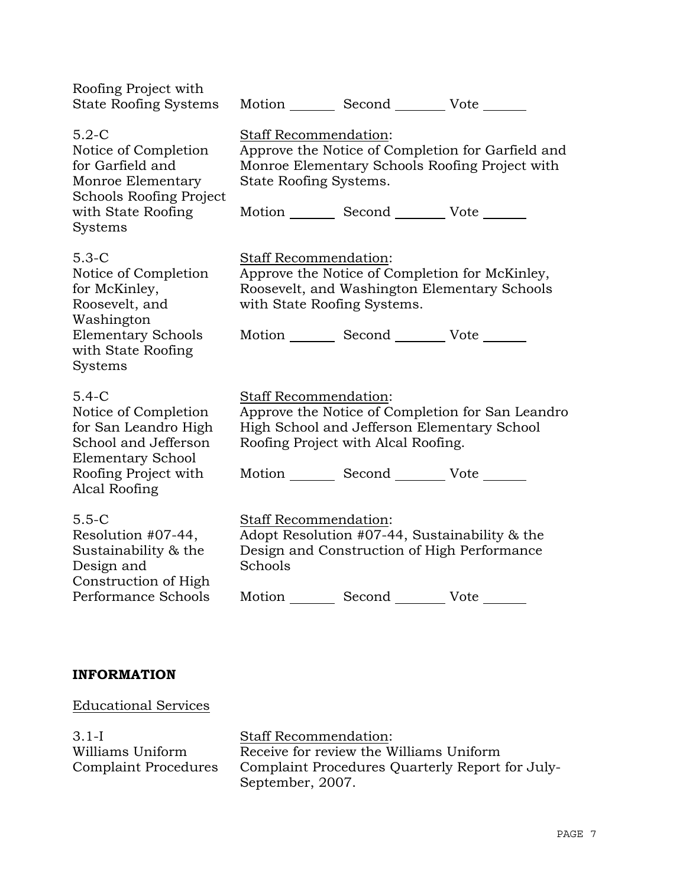Roofing Project with State Roofing Systems

Motion _______ Second _______ Vote _______

5.2-C
Notice of Completion for Garfield and Monroe Elementary Schools Roofing Project with State Roofing Systems

Staff Recommendation:
Approve the Notice of Completion for Garfield and Monroe Elementary Schools Roofing Project with State Roofing Systems.

Motion _______ Second _______ Vote _______

5.3-C
Notice of Completion for McKinley, Roosevelt, and Washington Elementary Schools with State Roofing Systems

Staff Recommendation:
Approve the Notice of Completion for McKinley, Roosevelt, and Washington Elementary Schools with State Roofing Systems.

Motion _______ Second _______ Vote _______

5.4-C
Notice of Completion for San Leandro High School and Jefferson Elementary School Roofing Project with Alcal Roofing

Staff Recommendation:
Approve the Notice of Completion for San Leandro High School and Jefferson Elementary School Roofing Project with Alcal Roofing.

Motion _______ Second _______ Vote _______

5.5-C
Resolution #07-44, Sustainability & the Design and Construction of High Performance Schools

Staff Recommendation:
Adopt Resolution #07-44, Sustainability & the Design and Construction of High Performance Schools

Motion _______ Second _______ Vote _______

**INFORMATION**

Educational Services

3.1-I
Williams Uniform Complaint Procedures

Staff Recommendation:
Receive for review the Williams Uniform Complaint Procedures Quarterly Report for July-September, 2007.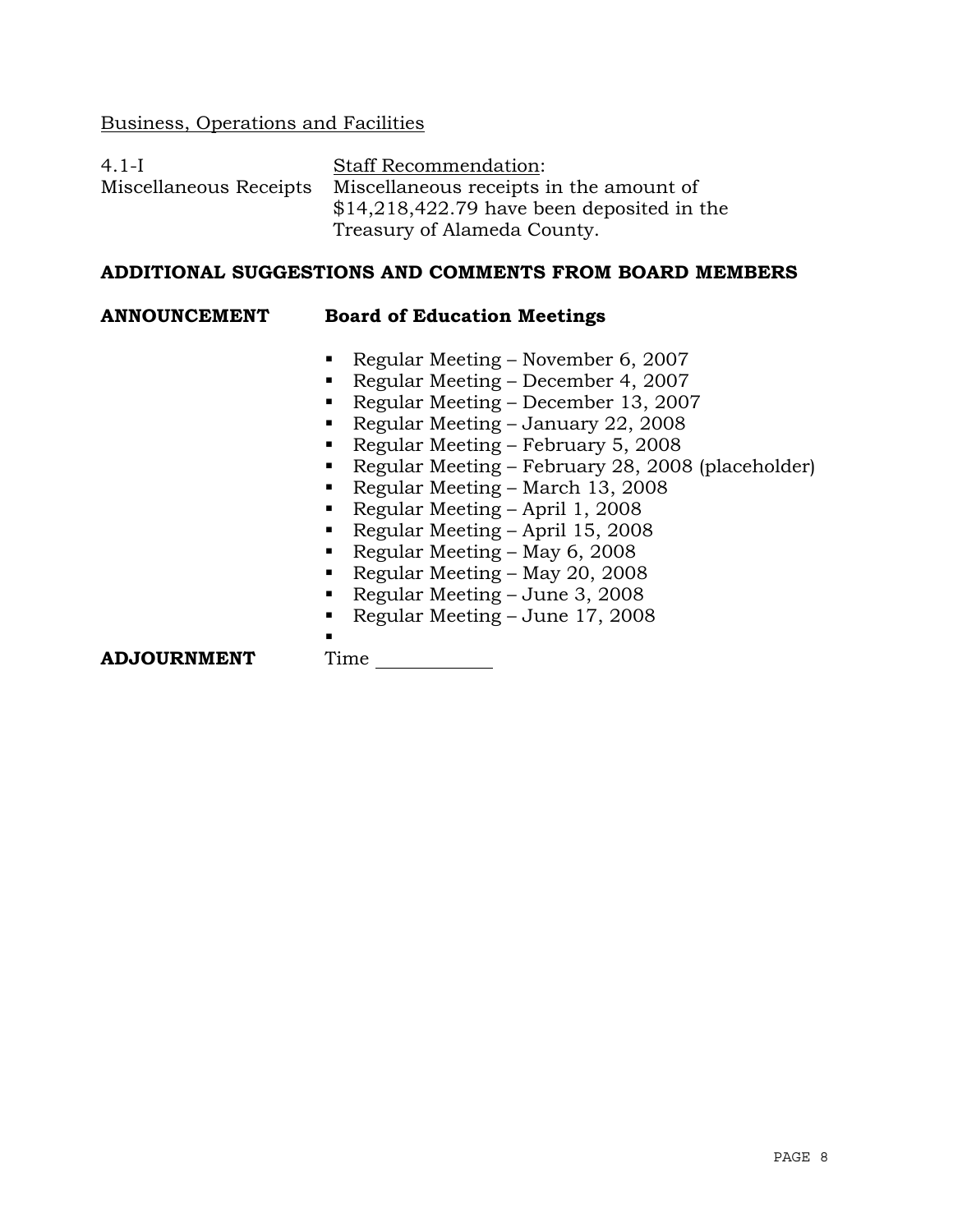Business, Operations and Facilities

4.1-I
Miscellaneous Receipts

Staff Recommendation:
Miscellaneous receipts in the amount of $14,218,422.79 have been deposited in the Treasury of Alameda County.

**ADDITIONAL SUGGESTIONS AND COMMENTS FROM BOARD MEMBERS**

**ANNOUNCEMENT** **Board of Education Meetings**

- Regular Meeting – November 6, 2007
- Regular Meeting – December 4, 2007
- Regular Meeting – December 13, 2007
- Regular Meeting – January 22, 2008
- Regular Meeting – February 5, 2008
- Regular Meeting – February 28, 2008 (placeholder)
- Regular Meeting – March 13, 2008
- Regular Meeting – April 1, 2008
- Regular Meeting – April 15, 2008
- Regular Meeting – May 6, 2008
- Regular Meeting – May 20, 2008
- Regular Meeting – June 3, 2008
- Regular Meeting – June 17, 2008
-

**ADJOURNMENT** Time ____________